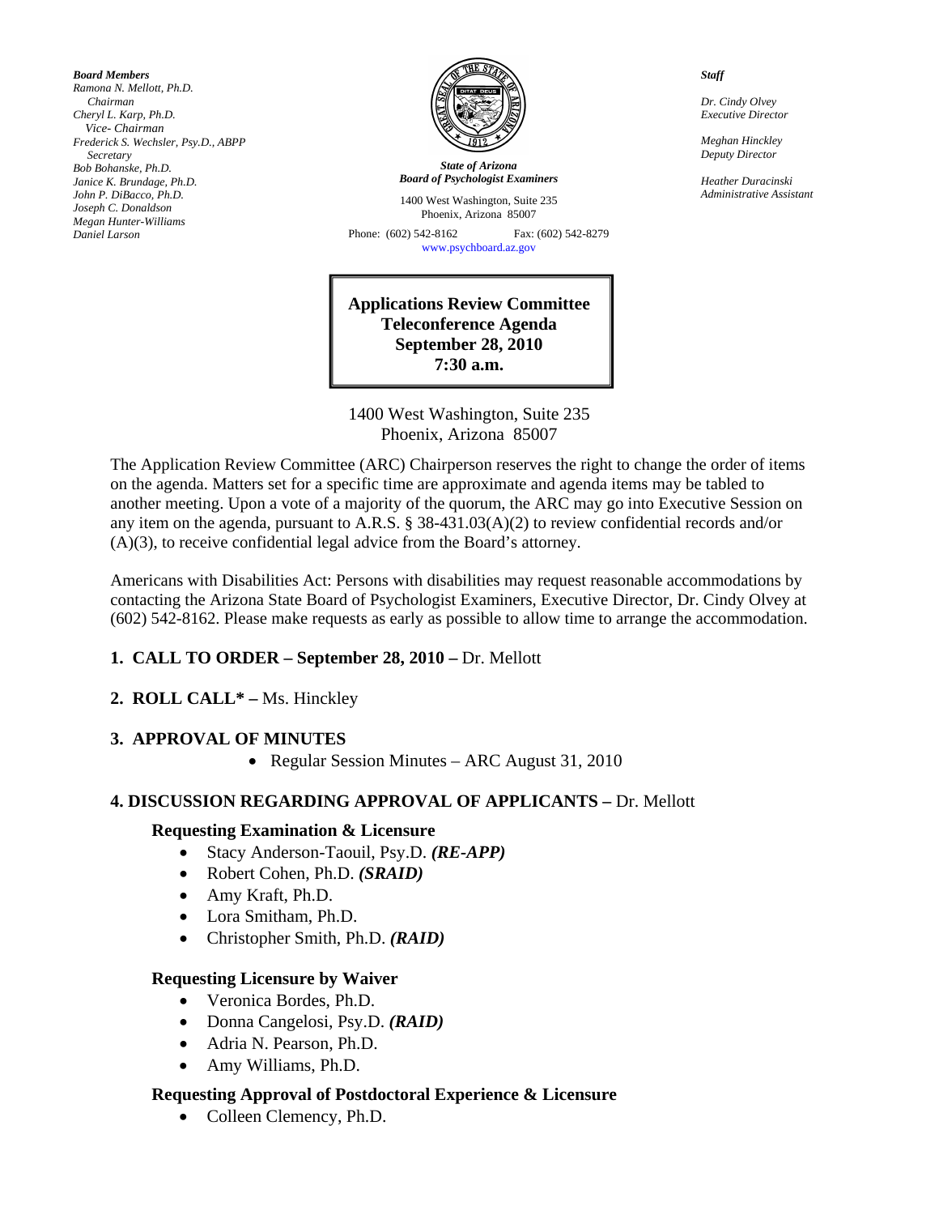*Board Members*
*Ramona N. Mellott, Ph.D.*
*Chairman*
*Cheryl L. Karp, Ph.D.*
*Vice- Chairman*
*Frederick S. Wechsler, Psy.D., ABPP*
*Secretary*
*Bob Bohanske, Ph.D.*
*Janice K. Brundage, Ph.D.*
*John P. DiBacco, Ph.D.*
*Joseph C. Donaldson*
*Megan Hunter-Williams*
*Daniel Larson*

***State of Arizona***
***Board of Psychologist Examiners***

1400 West Washington, Suite 235
Phoenix, Arizona 85007

Phone: (602) 542-8162 Fax: (602) 542-8279
www.psychboard.az.gov

*Staff*

*Dr. Cindy Olvey*
*Executive Director*

*Meghan Hinckley*
*Deputy Director*

*Heather Duracinski*
*Administrative Assistant*

**Applications Review Committee**
**Teleconference Agenda**
**September 28, 2010**
**7:30 a.m.**

1400 West Washington, Suite 235
Phoenix, Arizona 85007

The Application Review Committee (ARC) Chairperson reserves the right to change the order of items on the agenda. Matters set for a specific time are approximate and agenda items may be tabled to another meeting. Upon a vote of a majority of the quorum, the ARC may go into Executive Session on any item on the agenda, pursuant to A.R.S. § 38-431.03(A)(2) to review confidential records and/or (A)(3), to receive confidential legal advice from the Board's attorney.

Americans with Disabilities Act: Persons with disabilities may request reasonable accommodations by contacting the Arizona State Board of Psychologist Examiners, Executive Director, Dr. Cindy Olvey at (602) 542-8162. Please make requests as early as possible to allow time to arrange the accommodation.

1. **CALL TO ORDER – September 28, 2010 –** Dr. Mellott

2. **ROLL CALL\* –** Ms. Hinckley

3. **APPROVAL OF MINUTES**
   - Regular Session Minutes – ARC August 31, 2010

**4. DISCUSSION REGARDING APPROVAL OF APPLICANTS –** Dr. Mellott

**Requesting Examination & Licensure**

- Stacy Anderson-Taouil, Psy.D. ***(RE-APP)***
- Robert Cohen, Ph.D. ***(SRAID)***
- Amy Kraft, Ph.D.
- Lora Smitham, Ph.D.
- Christopher Smith, Ph.D. ***(RAID)***

**Requesting Licensure by Waiver**

- Veronica Bordes, Ph.D.
- Donna Cangelosi, Psy.D. ***(RAID)***
- Adria N. Pearson, Ph.D.
- Amy Williams, Ph.D.

**Requesting Approval of Postdoctoral Experience & Licensure**

- Colleen Clemency, Ph.D.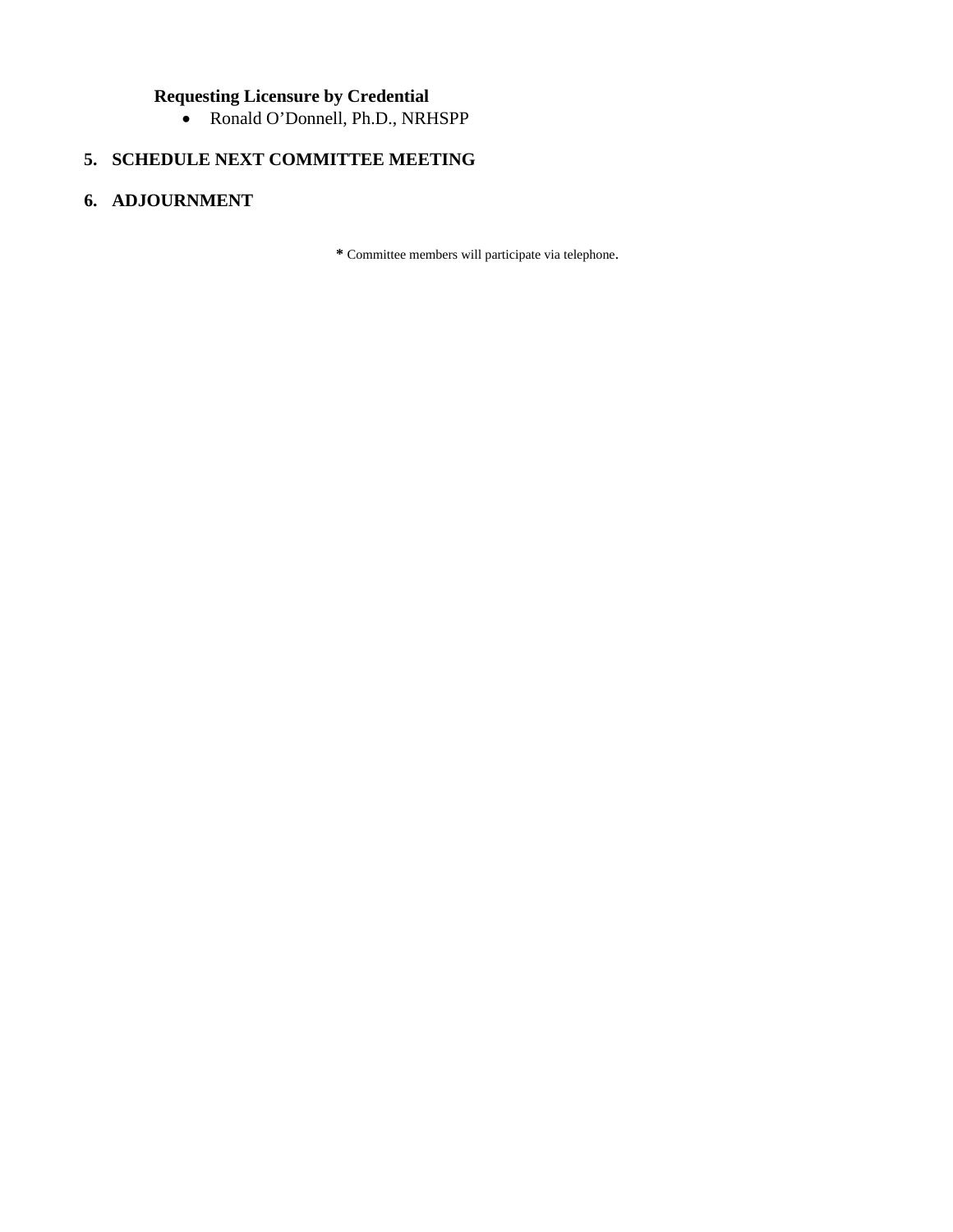**Requesting Licensure by Credential**

- Ronald O'Donnell, Ph.D., NRHSPP

**5. SCHEDULE NEXT COMMITTEE MEETING**

**6. ADJOURNMENT**

**\*** Committee members will participate via telephone.